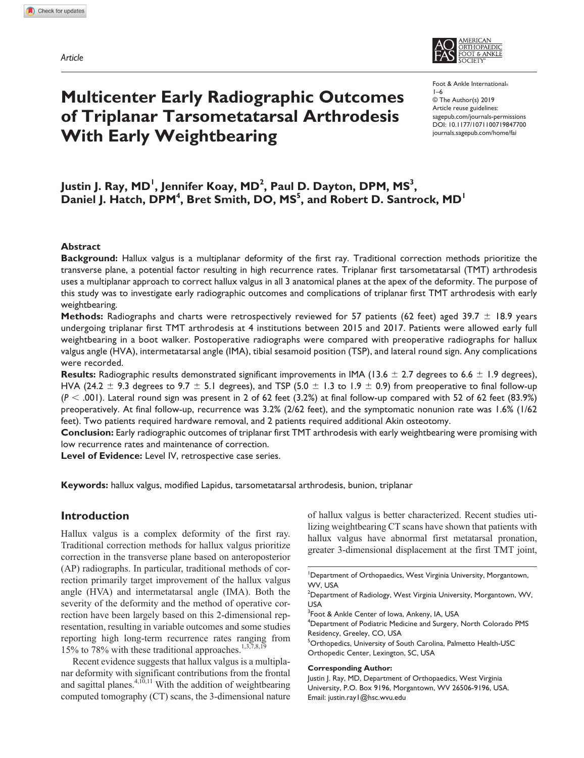Article

# Multicenter Early Radiographic Outcomes of Triplanar Tarsometatarsal Arthrodesis With Early Weightbearing

Foot & Ankle International®
© The Author(s) 2019
Article reuse guidelines: sagepub.com/journals-permissions
DOI: 10.1177/1071100719847700
journals.sagepub.com/home/fai

**Justin J. Ray, MD[1], Jennifer Koay, MD[2], Paul D. Dayton, DPM, MS[3], Daniel J. Hatch, DPM[4], Bret Smith, DO, MS[5], and Robert D. Santrock, MD[1]**

## Abstract

**Background:** Hallux valgus is a multiplanar deformity of the first ray. Traditional correction methods prioritize the transverse plane, a potential factor resulting in high recurrence rates. Triplanar first tarsometatarsal (TMT) arthrodesis uses a multiplanar approach to correct hallux valgus in all 3 anatomical planes at the apex of the deformity. The purpose of this study was to investigate early radiographic outcomes and complications of triplanar first TMT arthrodesis with early weightbearing.

**Methods:** Radiographs and charts were retrospectively reviewed for 57 patients (62 feet) aged 39.7 ± 18.9 years undergoing triplanar first TMT arthrodesis at 4 institutions between 2015 and 2017. Patients were allowed early full weightbearing in a boot walker. Postoperative radiographs were compared with preoperative radiographs for hallux valgus angle (HVA), intermetatarsal angle (IMA), tibial sesamoid position (TSP), and lateral round sign. Any complications were recorded.

**Results:** Radiographic results demonstrated significant improvements in IMA (13.6 ± 2.7 degrees to 6.6 ± 1.9 degrees), HVA (24.2 ± 9.3 degrees to 9.7 ± 5.1 degrees), and TSP (5.0 ± 1.3 to 1.9 ± 0.9) from preoperative to final follow-up ($P < .001$). Lateral round sign was present in 2 of 62 feet (3.2%) at final follow-up compared with 52 of 62 feet (83.9%) preoperatively. At final follow-up, recurrence was 3.2% (2/62 feet), and the symptomatic nonunion rate was 1.6% (1/62 feet). Two patients required hardware removal, and 2 patients required additional Akin osteotomy.

**Conclusion:** Early radiographic outcomes of triplanar first TMT arthrodesis with early weightbearing were promising with low recurrence rates and maintenance of correction.

**Level of Evidence:** Level IV, retrospective case series.

**Keywords:** hallux valgus, modified Lapidus, tarsometatarsal arthrodesis, bunion, triplanar

## Introduction

Hallux valgus is a complex deformity of the first ray. Traditional correction methods for hallux valgus prioritize correction in the transverse plane based on anteroposterior (AP) radiographs. In particular, traditional methods of correction primarily target improvement of the hallux valgus angle (HVA) and intermetatarsal angle (IMA). Both the severity of the deformity and the method of operative correction have been largely based on this 2-dimensional representation, resulting in variable outcomes and some studies reporting high long-term recurrence rates ranging from 15% to 78% with these traditional approaches.[1,3,7,8,19]

Recent evidence suggests that hallux valgus is a multiplanar deformity with significant contributions from the frontal and sagittal planes.[4,10,11] With the addition of weightbearing computed tomography (CT) scans, the 3-dimensional nature of hallux valgus is better characterized. Recent studies utilizing weightbearing CT scans have shown that patients with hallux valgus have abnormal first metatarsal pronation, greater 3-dimensional displacement at the first TMT joint,

[1]Department of Orthopaedics, West Virginia University, Morgantown, WV, USA
[2]Department of Radiology, West Virginia University, Morgantown, WV, USA
[3]Foot & Ankle Center of Iowa, Ankeny, IA, USA
[4]Department of Podiatric Medicine and Surgery, North Colorado PMS Residency, Greeley, CO, USA
[5]Orthopedics, University of South Carolina, Palmetto Health-USC Orthopedic Center, Lexington, SC, USA

**Corresponding Author:**
Justin J. Ray, MD, Department of Orthopaedics, West Virginia University, P.O. Box 9196, Morgantown, WV 26506-9196, USA.
Email: justin.ray1@hsc.wvu.edu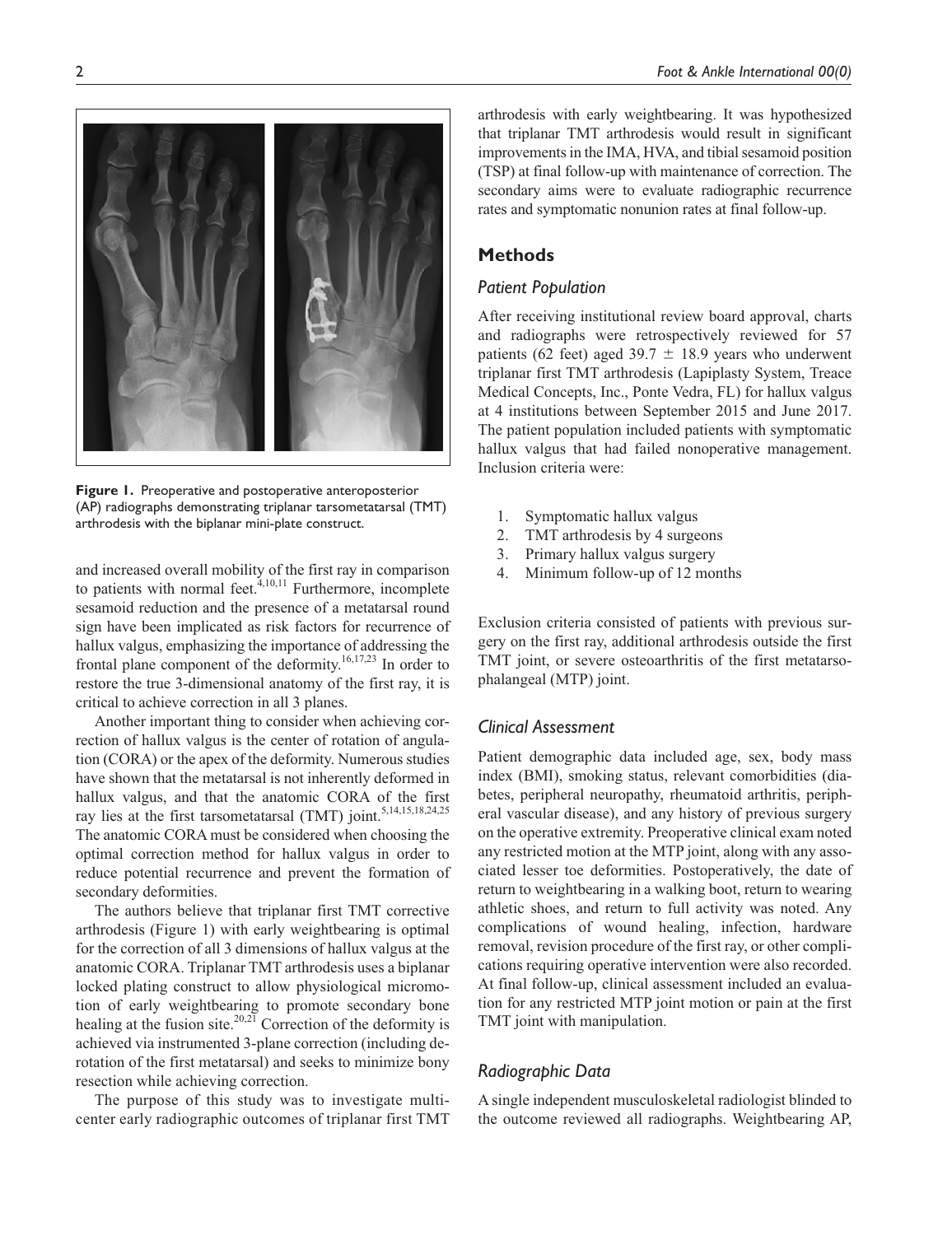Figure 1. Preoperative and postoperative anteroposterior (AP) radiographs demonstrating triplanar tarsometatarsal (TMT) arthrodesis with the biplanar mini-plate construct.

and increased overall mobility of the first ray in comparison to patients with normal feet.[4,10,11] Furthermore, incomplete sesamoid reduction and the presence of a metatarsal round sign have been implicated as risk factors for recurrence of hallux valgus, emphasizing the importance of addressing the frontal plane component of the deformity.[16,17,23] In order to restore the true 3-dimensional anatomy of the first ray, it is critical to achieve correction in all 3 planes.

Another important thing to consider when achieving correction of hallux valgus is the center of rotation of angulation (CORA) or the apex of the deformity. Numerous studies have shown that the metatarsal is not inherently deformed in hallux valgus, and that the anatomic CORA of the first ray lies at the first tarsometatarsal (TMT) joint.[5,14,15,18,24,25] The anatomic CORA must be considered when choosing the optimal correction method for hallux valgus in order to reduce potential recurrence and prevent the formation of secondary deformities.

The authors believe that triplanar first TMT corrective arthrodesis (Figure 1) with early weightbearing is optimal for the correction of all 3 dimensions of hallux valgus at the anatomic CORA. Triplanar TMT arthrodesis uses a biplanar locked plating construct to allow physiological micromotion of early weightbearing to promote secondary bone healing at the fusion site.[20,21] Correction of the deformity is achieved via instrumented 3-plane correction (including derotation of the first metatarsal) and seeks to minimize bony resection while achieving correction.

The purpose of this study was to investigate multicenter early radiographic outcomes of triplanar first TMT arthrodesis with early weightbearing. It was hypothesized that triplanar TMT arthrodesis would result in significant improvements in the IMA, HVA, and tibial sesamoid position (TSP) at final follow-up with maintenance of correction. The secondary aims were to evaluate radiographic recurrence rates and symptomatic nonunion rates at final follow-up.

## Methods

### Patient Population

After receiving institutional review board approval, charts and radiographs were retrospectively reviewed for 57 patients (62 feet) aged $39.7 \pm 18.9$ years who underwent triplanar first TMT arthrodesis (Lapiplasty System, Treace Medical Concepts, Inc., Ponte Vedra, FL) for hallux valgus at 4 institutions between September 2015 and June 2017. The patient population included patients with symptomatic hallux valgus that had failed nonoperative management. Inclusion criteria were:

1. Symptomatic hallux valgus
2. TMT arthrodesis by 4 surgeons
3. Primary hallux valgus surgery
4. Minimum follow-up of 12 months

Exclusion criteria consisted of patients with previous surgery on the first ray, additional arthrodesis outside the first TMT joint, or severe osteoarthritis of the first metatarsophalangeal (MTP) joint.

### Clinical Assessment

Patient demographic data included age, sex, body mass index (BMI), smoking status, relevant comorbidities (diabetes, peripheral neuropathy, rheumatoid arthritis, peripheral vascular disease), and any history of previous surgery on the operative extremity. Preoperative clinical exam noted any restricted motion at the MTP joint, along with any associated lesser toe deformities. Postoperatively, the date of return to weightbearing in a walking boot, return to wearing athletic shoes, and return to full activity was noted. Any complications of wound healing, infection, hardware removal, revision procedure of the first ray, or other complications requiring operative intervention were also recorded. At final follow-up, clinical assessment included an evaluation for any restricted MTP joint motion or pain at the first TMT joint with manipulation.

### Radiographic Data

A single independent musculoskeletal radiologist blinded to the outcome reviewed all radiographs. Weightbearing AP,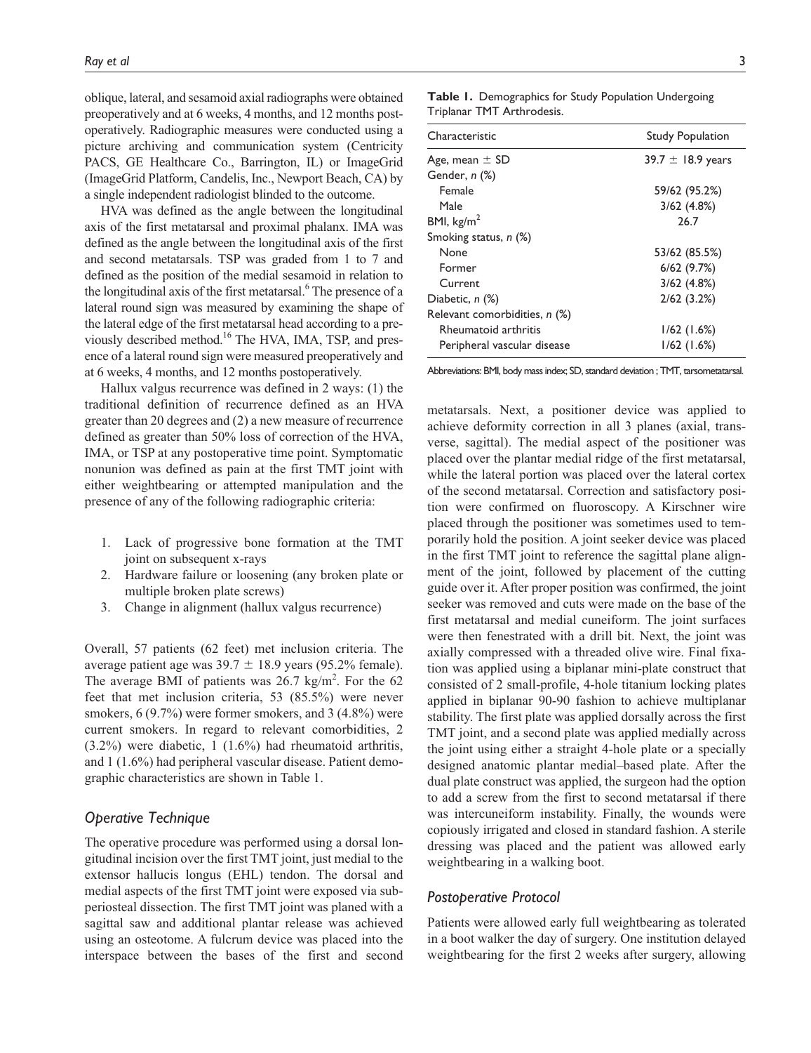oblique, lateral, and sesamoid axial radiographs were obtained preoperatively and at 6 weeks, 4 months, and 12 months postoperatively. Radiographic measures were conducted using a picture archiving and communication system (Centricity PACS, GE Healthcare Co., Barrington, IL) or ImageGrid (ImageGrid Platform, Candelis, Inc., Newport Beach, CA) by a single independent radiologist blinded to the outcome.

HVA was defined as the angle between the longitudinal axis of the first metatarsal and proximal phalanx. IMA was defined as the angle between the longitudinal axis of the first and second metatarsals. TSP was graded from 1 to 7 and defined as the position of the medial sesamoid in relation to the longitudinal axis of the first metatarsal.[6] The presence of a lateral round sign was measured by examining the shape of the lateral edge of the first metatarsal head according to a previously described method.[16] The HVA, IMA, TSP, and presence of a lateral round sign were measured preoperatively and at 6 weeks, 4 months, and 12 months postoperatively.

Hallux valgus recurrence was defined in 2 ways: (1) the traditional definition of recurrence defined as an HVA greater than 20 degrees and (2) a new measure of recurrence defined as greater than 50% loss of correction of the HVA, IMA, or TSP at any postoperative time point. Symptomatic nonunion was defined as pain at the first TMT joint with either weightbearing or attempted manipulation and the presence of any of the following radiographic criteria:

1. Lack of progressive bone formation at the TMT joint on subsequent x-rays
2. Hardware failure or loosening (any broken plate or multiple broken plate screws)
3. Change in alignment (hallux valgus recurrence)

Overall, 57 patients (62 feet) met inclusion criteria. The average patient age was 39.7 ± 18.9 years (95.2% female). The average BMI of patients was 26.7 kg/m$^2$. For the 62 feet that met inclusion criteria, 53 (85.5%) were never smokers, 6 (9.7%) were former smokers, and 3 (4.8%) were current smokers. In regard to relevant comorbidities, 2 (3.2%) were diabetic, 1 (1.6%) had rheumatoid arthritis, and 1 (1.6%) had peripheral vascular disease. Patient demographic characteristics are shown in Table 1.

**Table 1.** Demographics for Study Population Undergoing Triplanar TMT Arthrodesis.

| Characteristic | Study Population |
|---|---|
| Age, mean ± SD | 39.7 ± 18.9 years |
| Gender, *n* (%) | |
| Female | 59/62 (95.2%) |
| Male | 3/62 (4.8%) |
| BMI, kg/m$^2$ | 26.7 |
| Smoking status, *n* (%) | |
| None | 53/62 (85.5%) |
| Former | 6/62 (9.7%) |
| Current | 3/62 (4.8%) |
| Diabetic, *n* (%) | 2/62 (3.2%) |
| Relevant comorbidities, *n* (%) | |
| Rheumatoid arthritis | 1/62 (1.6%) |
| Peripheral vascular disease | 1/62 (1.6%) |

Abbreviations: BMI, body mass index; SD, standard deviation ; TMT, tarsometatarsal.

## *Operative Technique*

The operative procedure was performed using a dorsal longitudinal incision over the first TMT joint, just medial to the extensor hallucis longus (EHL) tendon. The dorsal and medial aspects of the first TMT joint were exposed via subperiosteal dissection. The first TMT joint was planed with a sagittal saw and additional plantar release was achieved using an osteotome. A fulcrum device was placed into the interspace between the bases of the first and second metatarsals. Next, a positioner device was applied to achieve deformity correction in all 3 planes (axial, transverse, sagittal). The medial aspect of the positioner was placed over the plantar medial ridge of the first metatarsal, while the lateral portion was placed over the lateral cortex of the second metatarsal. Correction and satisfactory position were confirmed on fluoroscopy. A Kirschner wire placed through the positioner was sometimes used to temporarily hold the position. A joint seeker device was placed in the first TMT joint to reference the sagittal plane alignment of the joint, followed by placement of the cutting guide over it. After proper position was confirmed, the joint seeker was removed and cuts were made on the base of the first metatarsal and medial cuneiform. The joint surfaces were then fenestrated with a drill bit. Next, the joint was axially compressed with a threaded olive wire. Final fixation was applied using a biplanar mini-plate construct that consisted of 2 small-profile, 4-hole titanium locking plates applied in biplanar 90-90 fashion to achieve multiplanar stability. The first plate was applied dorsally across the first TMT joint, and a second plate was applied medially across the joint using either a straight 4-hole plate or a specially designed anatomic plantar medial–based plate. After the dual plate construct was applied, the surgeon had the option to add a screw from the first to second metatarsal if there was intercuneiform instability. Finally, the wounds were copiously irrigated and closed in standard fashion. A sterile dressing was placed and the patient was allowed early weightbearing in a walking boot.

## *Postoperative Protocol*

Patients were allowed early full weightbearing as tolerated in a boot walker the day of surgery. One institution delayed weightbearing for the first 2 weeks after surgery, allowing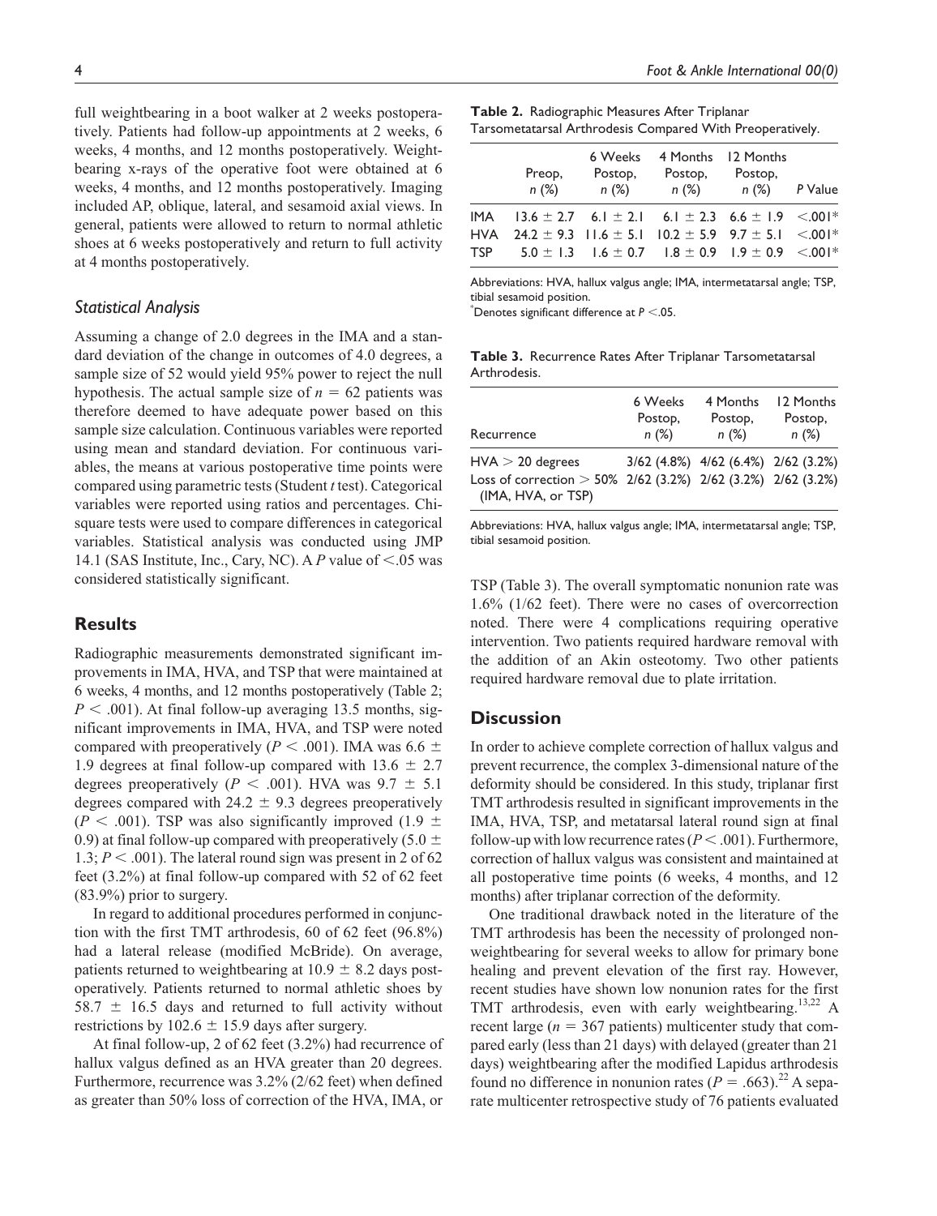full weightbearing in a boot walker at 2 weeks postoperatively. Patients had follow-up appointments at 2 weeks, 6 weeks, 4 months, and 12 months postoperatively. Weightbearing x-rays of the operative foot were obtained at 6 weeks, 4 months, and 12 months postoperatively. Imaging included AP, oblique, lateral, and sesamoid axial views. In general, patients were allowed to return to normal athletic shoes at 6 weeks postoperatively and return to full activity at 4 months postoperatively.

### Statistical Analysis

Assuming a change of 2.0 degrees in the IMA and a standard deviation of the change in outcomes of 4.0 degrees, a sample size of 52 would yield 95% power to reject the null hypothesis. The actual sample size of $n = 62$ patients was therefore deemed to have adequate power based on this sample size calculation. Continuous variables were reported using mean and standard deviation. For continuous variables, the means at various postoperative time points were compared using parametric tests (Student *t* test). Categorical variables were reported using ratios and percentages. Chi-square tests were used to compare differences in categorical variables. Statistical analysis was conducted using JMP 14.1 (SAS Institute, Inc., Cary, NC). A $P$ value of $<.05$ was considered statistically significant.

## Results

Radiographic measurements demonstrated significant improvements in IMA, HVA, and TSP that were maintained at 6 weeks, 4 months, and 12 months postoperatively (Table 2; $P < .001$). At final follow-up averaging 13.5 months, significant improvements in IMA, HVA, and TSP were noted compared with preoperatively ($P < .001$). IMA was 6.6 ± 1.9 degrees at final follow-up compared with 13.6 ± 2.7 degrees preoperatively ($P < .001$). HVA was 9.7 ± 5.1 degrees compared with 24.2 ± 9.3 degrees preoperatively ($P < .001$). TSP was also significantly improved (1.9 ± 0.9) at final follow-up compared with preoperatively (5.0 ± 1.3; $P < .001$). The lateral round sign was present in 2 of 62 feet (3.2%) at final follow-up compared with 52 of 62 feet (83.9%) prior to surgery.

In regard to additional procedures performed in conjunction with the first TMT arthrodesis, 60 of 62 feet (96.8%) had a lateral release (modified McBride). On average, patients returned to weightbearing at 10.9 ± 8.2 days postoperatively. Patients returned to normal athletic shoes by 58.7 ± 16.5 days and returned to full activity without restrictions by 102.6 ± 15.9 days after surgery.

At final follow-up, 2 of 62 feet (3.2%) had recurrence of hallux valgus defined as an HVA greater than 20 degrees. Furthermore, recurrence was 3.2% (2/62 feet) when defined as greater than 50% loss of correction of the HVA, IMA, or TSP (Table 3). The overall symptomatic nonunion rate was 1.6% (1/62 feet). There were no cases of overcorrection noted. There were 4 complications requiring operative intervention. Two patients required hardware removal with the addition of an Akin osteotomy. Two other patients required hardware removal due to plate irritation.

**Table 2.** Radiographic Measures After Triplanar Tarsometatarsal Arthrodesis Compared With Preoperatively.

| | Preop, *n* (%) | 6 Weeks Postop, *n* (%) | 4 Months Postop, *n* (%) | 12 Months Postop, *n* (%) | *P* Value |
|---|---|---|---|---|---|
| IMA | 13.6 ± 2.7 | 6.1 ± 2.1 | 6.1 ± 2.3 | 6.6 ± 1.9 | <.001* |
| HVA | 24.2 ± 9.3 | 11.6 ± 5.1 | 10.2 ± 5.9 | 9.7 ± 5.1 | <.001* |
| TSP | 5.0 ± 1.3 | 1.6 ± 0.7 | 1.8 ± 0.9 | 1.9 ± 0.9 | <.001* |

Abbreviations: HVA, hallux valgus angle; IMA, intermetatarsal angle; TSP, tibial sesamoid position.
*Denotes significant difference at $P < .05$.

**Table 3.** Recurrence Rates After Triplanar Tarsometatarsal Arthrodesis.

| Recurrence | 6 Weeks Postop, *n* (%) | 4 Months Postop, *n* (%) | 12 Months Postop, *n* (%) |
|---|---|---|---|
| HVA > 20 degrees | 3/62 (4.8%) | 4/62 (6.4%) | 2/62 (3.2%) |
| Loss of correction > 50% (IMA, HVA, or TSP) | 2/62 (3.2%) | 2/62 (3.2%) | 2/62 (3.2%) |

Abbreviations: HVA, hallux valgus angle; IMA, intermetatarsal angle; TSP, tibial sesamoid position.

## Discussion

In order to achieve complete correction of hallux valgus and prevent recurrence, the complex 3-dimensional nature of the deformity should be considered. In this study, triplanar first TMT arthrodesis resulted in significant improvements in the IMA, HVA, TSP, and metatarsal lateral round sign at final follow-up with low recurrence rates ($P < .001$). Furthermore, correction of hallux valgus was consistent and maintained at all postoperative time points (6 weeks, 4 months, and 12 months) after triplanar correction of the deformity.

One traditional drawback noted in the literature of the TMT arthrodesis has been the necessity of prolonged nonweightbearing for several weeks to allow for primary bone healing and prevent elevation of the first ray. However, recent studies have shown low nonunion rates for the first TMT arthrodesis, even with early weightbearing.[13,22] A recent large ($n = 367$ patients) multicenter study that compared early (less than 21 days) with delayed (greater than 21 days) weightbearing after the modified Lapidus arthrodesis found no difference in nonunion rates ($P = .663$).[22] A separate multicenter retrospective study of 76 patients evaluated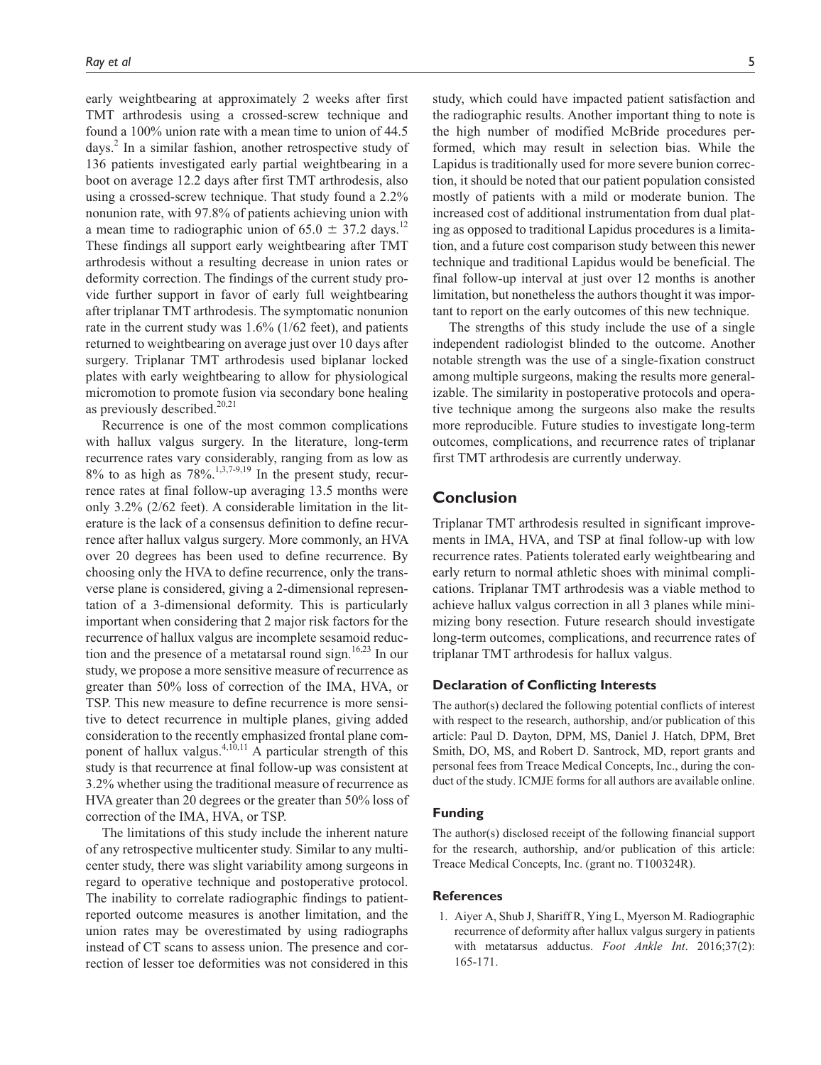early weightbearing at approximately 2 weeks after first TMT arthrodesis using a crossed-screw technique and found a 100% union rate with a mean time to union of 44.5 days.[2] In a similar fashion, another retrospective study of 136 patients investigated early partial weightbearing in a boot on average 12.2 days after first TMT arthrodesis, also using a crossed-screw technique. That study found a 2.2% nonunion rate, with 97.8% of patients achieving union with a mean time to radiographic union of 65.0 ± 37.2 days.[12] These findings all support early weightbearing after TMT arthrodesis without a resulting decrease in union rates or deformity correction. The findings of the current study provide further support in favor of early full weightbearing after triplanar TMT arthrodesis. The symptomatic nonunion rate in the current study was 1.6% (1/62 feet), and patients returned to weightbearing on average just over 10 days after surgery. Triplanar TMT arthrodesis used biplanar locked plates with early weightbearing to allow for physiological micromotion to promote fusion via secondary bone healing as previously described.[20,21]

Recurrence is one of the most common complications with hallux valgus surgery. In the literature, long-term recurrence rates vary considerably, ranging from as low as 8% to as high as 78%.[1,3,7-9,19] In the present study, recurrence rates at final follow-up averaging 13.5 months were only 3.2% (2/62 feet). A considerable limitation in the literature is the lack of a consensus definition to define recurrence after hallux valgus surgery. More commonly, an HVA over 20 degrees has been used to define recurrence. By choosing only the HVA to define recurrence, only the transverse plane is considered, giving a 2-dimensional representation of a 3-dimensional deformity. This is particularly important when considering that 2 major risk factors for the recurrence of hallux valgus are incomplete sesamoid reduction and the presence of a metatarsal round sign.[16,23] In our study, we propose a more sensitive measure of recurrence as greater than 50% loss of correction of the IMA, HVA, or TSP. This new measure to define recurrence is more sensitive to detect recurrence in multiple planes, giving added consideration to the recently emphasized frontal plane component of hallux valgus.[4,10,11] A particular strength of this study is that recurrence at final follow-up was consistent at 3.2% whether using the traditional measure of recurrence as HVA greater than 20 degrees or the greater than 50% loss of correction of the IMA, HVA, or TSP.

The limitations of this study include the inherent nature of any retrospective multicenter study. Similar to any multicenter study, there was slight variability among surgeons in regard to operative technique and postoperative protocol. The inability to correlate radiographic findings to patient-reported outcome measures is another limitation, and the union rates may be overestimated by using radiographs instead of CT scans to assess union. The presence and correction of lesser toe deformities was not considered in this study, which could have impacted patient satisfaction and the radiographic results. Another important thing to note is the high number of modified McBride procedures performed, which may result in selection bias. While the Lapidus is traditionally used for more severe bunion correction, it should be noted that our patient population consisted mostly of patients with a mild or moderate bunion. The increased cost of additional instrumentation from dual plating as opposed to traditional Lapidus procedures is a limitation, and a future cost comparison study between this newer technique and traditional Lapidus would be beneficial. The final follow-up interval at just over 12 months is another limitation, but nonetheless the authors thought it was important to report on the early outcomes of this new technique.

The strengths of this study include the use of a single independent radiologist blinded to the outcome. Another notable strength was the use of a single-fixation construct among multiple surgeons, making the results more generalizable. The similarity in postoperative protocols and operative technique among the surgeons also make the results more reproducible. Future studies to investigate long-term outcomes, complications, and recurrence rates of triplanar first TMT arthrodesis are currently underway.

## Conclusion

Triplanar TMT arthrodesis resulted in significant improvements in IMA, HVA, and TSP at final follow-up with low recurrence rates. Patients tolerated early weightbearing and early return to normal athletic shoes with minimal complications. Triplanar TMT arthrodesis was a viable method to achieve hallux valgus correction in all 3 planes while minimizing bony resection. Future research should investigate long-term outcomes, complications, and recurrence rates of triplanar TMT arthrodesis for hallux valgus.

### Declaration of Conflicting Interests

The author(s) declared the following potential conflicts of interest with respect to the research, authorship, and/or publication of this article: Paul D. Dayton, DPM, MS, Daniel J. Hatch, DPM, Bret Smith, DO, MS, and Robert D. Santrock, MD, report grants and personal fees from Treace Medical Concepts, Inc., during the conduct of the study. ICMJE forms for all authors are available online.

### Funding

The author(s) disclosed receipt of the following financial support for the research, authorship, and/or publication of this article: Treace Medical Concepts, Inc. (grant no. T100324R).

### References

1. Aiyer A, Shub J, Shariff R, Ying L, Myerson M. Radiographic recurrence of deformity after hallux valgus surgery in patients with metatarsus adductus. *Foot Ankle Int*. 2016;37(2):165-171.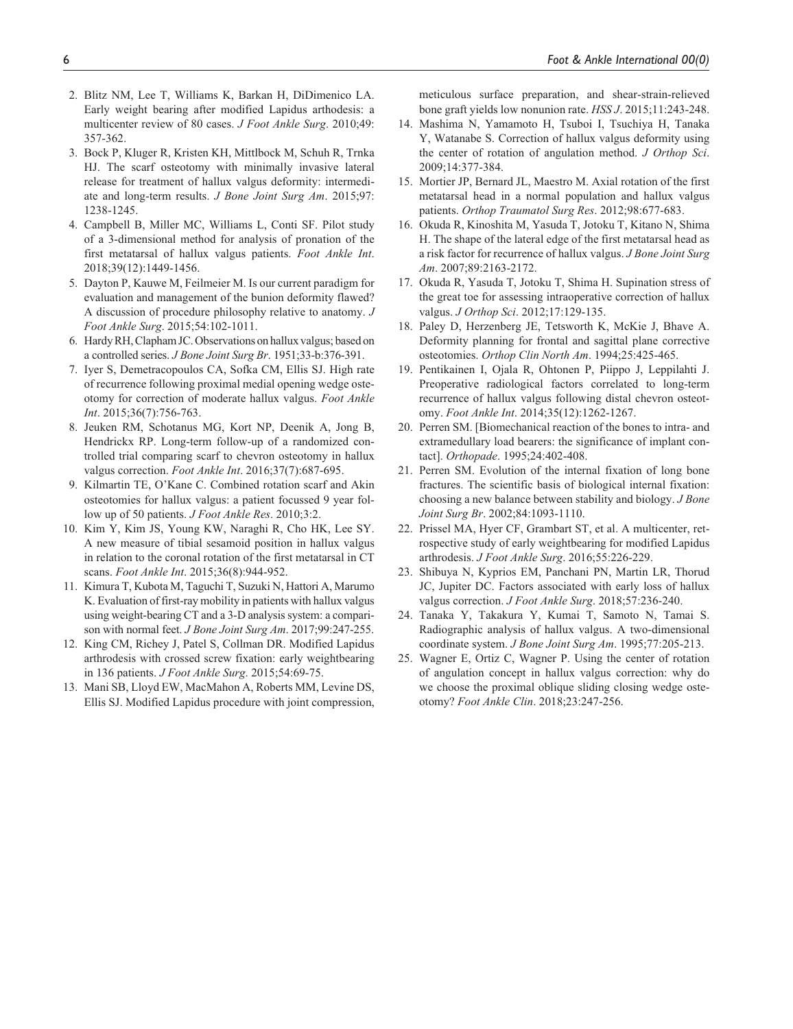2. Blitz NM, Lee T, Williams K, Barkan H, DiDimenico LA. Early weight bearing after modified Lapidus arthodesis: a multicenter review of 80 cases. *J Foot Ankle Surg*. 2010;49: 357-362.
3. Bock P, Kluger R, Kristen KH, Mittlbock M, Schuh R, Trnka HJ. The scarf osteotomy with minimally invasive lateral release for treatment of hallux valgus deformity: intermediate and long-term results. *J Bone Joint Surg Am*. 2015;97: 1238-1245.
4. Campbell B, Miller MC, Williams L, Conti SF. Pilot study of a 3-dimensional method for analysis of pronation of the first metatarsal of hallux valgus patients. *Foot Ankle Int*. 2018;39(12):1449-1456.
5. Dayton P, Kauwe M, Feilmeier M. Is our current paradigm for evaluation and management of the bunion deformity flawed? A discussion of procedure philosophy relative to anatomy. *J Foot Ankle Surg*. 2015;54:102-1011.
6. Hardy RH, Clapham JC. Observations on hallux valgus; based on a controlled series. *J Bone Joint Surg Br*. 1951;33-b:376-391.
7. Iyer S, Demetracopoulos CA, Sofka CM, Ellis SJ. High rate of recurrence following proximal medial opening wedge osteotomy for correction of moderate hallux valgus. *Foot Ankle Int*. 2015;36(7):756-763.
8. Jeuken RM, Schotanus MG, Kort NP, Deenik A, Jong B, Hendrickx RP. Long-term follow-up of a randomized controlled trial comparing scarf to chevron osteotomy in hallux valgus correction. *Foot Ankle Int*. 2016;37(7):687-695.
9. Kilmartin TE, O'Kane C. Combined rotation scarf and Akin osteotomies for hallux valgus: a patient focussed 9 year follow up of 50 patients. *J Foot Ankle Res*. 2010;3:2.
10. Kim Y, Kim JS, Young KW, Naraghi R, Cho HK, Lee SY. A new measure of tibial sesamoid position in hallux valgus in relation to the coronal rotation of the first metatarsal in CT scans. *Foot Ankle Int*. 2015;36(8):944-952.
11. Kimura T, Kubota M, Taguchi T, Suzuki N, Hattori A, Marumo K. Evaluation of first-ray mobility in patients with hallux valgus using weight-bearing CT and a 3-D analysis system: a comparison with normal feet. *J Bone Joint Surg Am*. 2017;99:247-255.
12. King CM, Richey J, Patel S, Collman DR. Modified Lapidus arthrodesis with crossed screw fixation: early weightbearing in 136 patients. *J Foot Ankle Surg*. 2015;54:69-75.
13. Mani SB, Lloyd EW, MacMahon A, Roberts MM, Levine DS, Ellis SJ. Modified Lapidus procedure with joint compression, meticulous surface preparation, and shear-strain-relieved bone graft yields low nonunion rate. *HSS J*. 2015;11:243-248.
14. Mashima N, Yamamoto H, Tsuboi I, Tsuchiya H, Tanaka Y, Watanabe S. Correction of hallux valgus deformity using the center of rotation of angulation method. *J Orthop Sci*. 2009;14:377-384.
15. Mortier JP, Bernard JL, Maestro M. Axial rotation of the first metatarsal head in a normal population and hallux valgus patients. *Orthop Traumatol Surg Res*. 2012;98:677-683.
16. Okuda R, Kinoshita M, Yasuda T, Jotoku T, Kitano N, Shima H. The shape of the lateral edge of the first metatarsal head as a risk factor for recurrence of hallux valgus. *J Bone Joint Surg Am*. 2007;89:2163-2172.
17. Okuda R, Yasuda T, Jotoku T, Shima H. Supination stress of the great toe for assessing intraoperative correction of hallux valgus. *J Orthop Sci*. 2012;17:129-135.
18. Paley D, Herzenberg JE, Tetsworth K, McKie J, Bhave A. Deformity planning for frontal and sagittal plane corrective osteotomies. *Orthop Clin North Am*. 1994;25:425-465.
19. Pentikainen I, Ojala R, Ohtonen P, Piippo J, Leppilahti J. Preoperative radiological factors correlated to long-term recurrence of hallux valgus following distal chevron osteotomy. *Foot Ankle Int*. 2014;35(12):1262-1267.
20. Perren SM. [Biomechanical reaction of the bones to intra- and extramedullary load bearers: the significance of implant contact]. *Orthopade*. 1995;24:402-408.
21. Perren SM. Evolution of the internal fixation of long bone fractures. The scientific basis of biological internal fixation: choosing a new balance between stability and biology. *J Bone Joint Surg Br*. 2002;84:1093-1110.
22. Prissel MA, Hyer CF, Grambart ST, et al. A multicenter, retrospective study of early weightbearing for modified Lapidus arthrodesis. *J Foot Ankle Surg*. 2016;55:226-229.
23. Shibuya N, Kyprios EM, Panchani PN, Martin LR, Thorud JC, Jupiter DC. Factors associated with early loss of hallux valgus correction. *J Foot Ankle Surg*. 2018;57:236-240.
24. Tanaka Y, Takakura Y, Kumai T, Samoto N, Tamai S. Radiographic analysis of hallux valgus. A two-dimensional coordinate system. *J Bone Joint Surg Am*. 1995;77:205-213.
25. Wagner E, Ortiz C, Wagner P. Using the center of rotation of angulation concept in hallux valgus correction: why do we choose the proximal oblique sliding closing wedge osteotomy? *Foot Ankle Clin*. 2018;23:247-256.